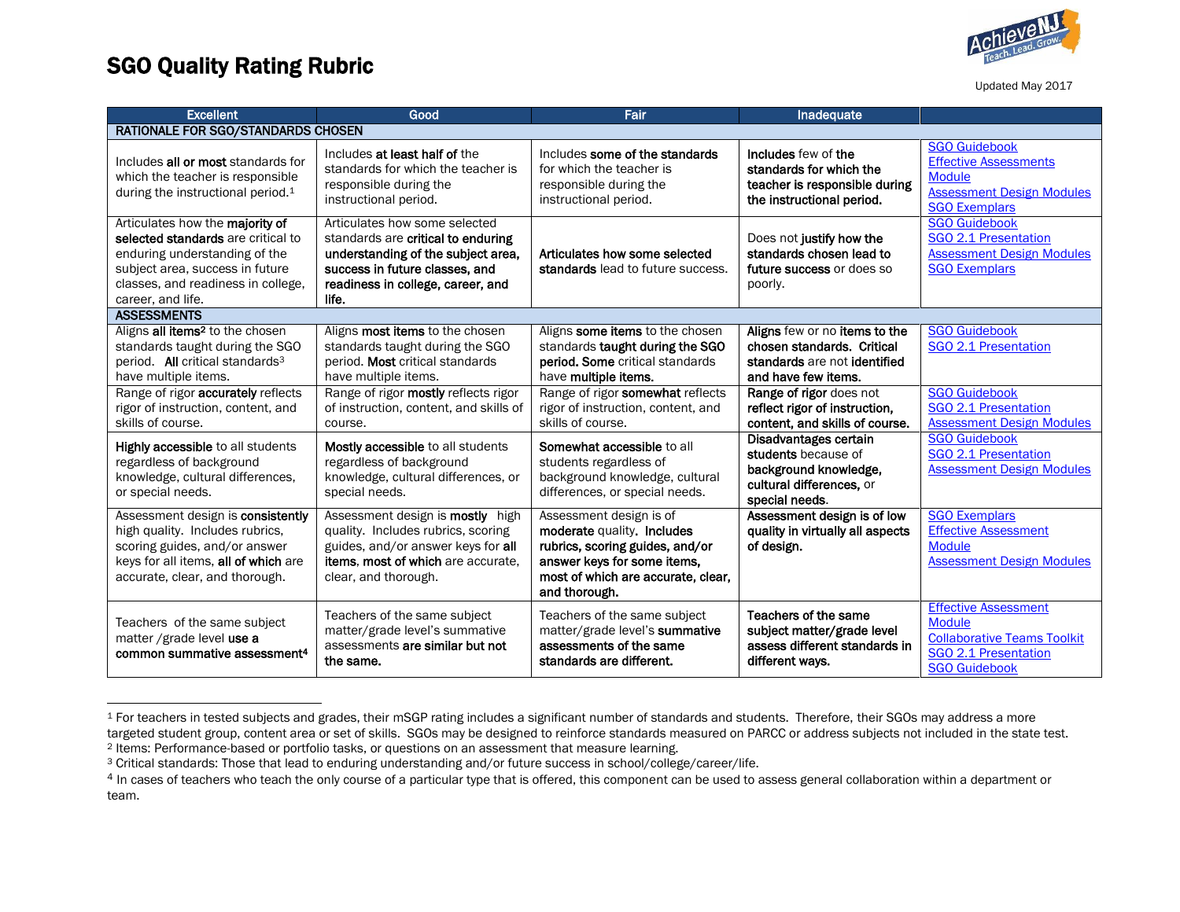# SGO Quality Rating Rubric

Updated May 2017

| Excellent | Good | Fair | Inadequate | |
|---|---|---|---|---|
| **RATIONALE FOR SGO/STANDARDS CHOSEN** | | | | |
| Includes **all or most** standards for which the teacher is responsible during the instructional period.[1] | Includes **at least half of** the standards for which the teacher is responsible during the instructional period. | Includes **some of the standards** for which the teacher is responsible during the instructional period. | **Includes** few of **the standards for which the teacher is responsible during the instructional period.** | SGO Guidebook<br>Effective Assessments Module<br>Assessment Design Modules<br>SGO Exemplars |
| Articulates how the **majority of selected standards** are critical to enduring understanding of the subject area, success in future classes, and readiness in college, career, and life. | Articulates how some selected standards are **critical to enduring understanding of the subject area, success in future classes, and readiness in college, career, and life.** | **Articulates how some selected standards** lead to future success. | Does not **justify** how the **standards chosen lead to future success** or does so poorly. | SGO Guidebook<br>SGO 2.1 Presentation<br>Assessment Design Modules<br>SGO Exemplars |
| **ASSESSMENTS** | | | | |
| Aligns **all items**[2] to the chosen standards taught during the SGO period. **All** critical standards[3] have multiple items. | Aligns **most items** to the chosen standards taught during the SGO period. **Most** critical standards have multiple items. | Aligns **some items** to the chosen standards **taught during the SGO period. Some** critical standards have **multiple items.** | **Aligns** few or no **items to the chosen standards. Critical standards are not identified and have few items.** | SGO Guidebook<br>SGO 2.1 Presentation |
| Range of rigor **accurately** reflects rigor of instruction, content, and skills of course. | Range of rigor **mostly** reflects rigor of instruction, content, and skills of course. | Range of rigor **somewhat** reflects rigor of instruction, content, and skills of course. | **Range of rigor** does not **reflect rigor of instruction, content, and skills of course.** | SGO Guidebook<br>SGO 2.1 Presentation<br>Assessment Design Modules |
| **Highly accessible** to all students regardless of background knowledge, cultural differences, or special needs. | **Mostly accessible** to all students regardless of background knowledge, cultural differences, or special needs. | **Somewhat accessible** to all students regardless of background knowledge, cultural differences, or special needs. | **Disadvantages certain students** because of **background knowledge, cultural differences,** or **special needs**. | SGO Guidebook<br>SGO 2.1 Presentation<br>Assessment Design Modules |
| Assessment design is **consistently** high quality. Includes rubrics, scoring guides, and/or answer keys for all items, **all of which** are accurate, clear, and thorough. | Assessment design is **mostly** high quality. Includes rubrics, scoring guides, and/or answer keys for **all items**, **most of which** are accurate, clear, and thorough. | Assessment design is of **moderate** quality**. Includes rubrics, scoring guides, and/or answer keys for some items, most of which are accurate, clear, and thorough.** | **Assessment design is of low quality in virtually all aspects of design.** | SGO Exemplars<br>Effective Assessment Module<br>Assessment Design Modules |
| Teachers of the same subject matter /grade level **use a common summative assessment**[4] | Teachers of the same subject matter/grade level's summative assessments **are similar but not the same.** | Teachers of the same subject matter/grade level's **summative assessments of the same standards are different.** | **Teachers of the same subject matter/grade level assess different standards in different ways.** | Effective Assessment Module<br>Collaborative Teams Toolkit<br>SGO 2.1 Presentation<br>SGO Guidebook |

---

[1] For teachers in tested subjects and grades, their mSGP rating includes a significant number of standards and students. Therefore, their SGOs may address a more targeted student group, content area or set of skills. SGOs may be designed to reinforce standards measured on PARCC or address subjects not included in the state test.

[2] Items: Performance-based or portfolio tasks, or questions on an assessment that measure learning.

[3] Critical standards: Those that lead to enduring understanding and/or future success in school/college/career/life.

[4] In cases of teachers who teach the only course of a particular type that is offered, this component can be used to assess general collaboration within a department or team.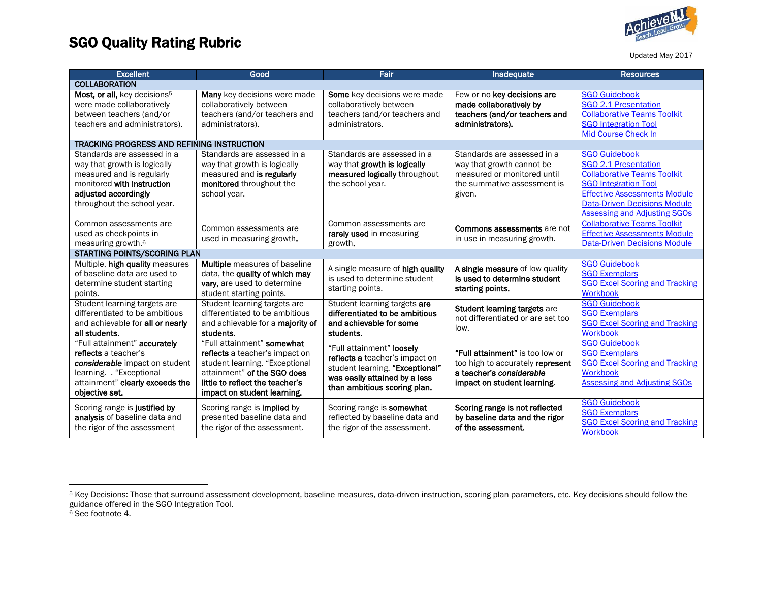# SGO Quality Rating Rubric

Updated May 2017

| Excellent | Good | Fair | Inadequate | Resources |
|---|---|---|---|---|
| **COLLABORATION** | | | | |
| **Most, or all,** key decisions[5] were made collaboratively between teachers (and/or teachers and administrators). | **Many** key decisions were made collaboratively between teachers (and/or teachers and administrators). | **Some** key decisions were made collaboratively between teachers (and/or teachers and administrators. | Few or no **key decisions are made collaboratively by teachers (and/or teachers and administrators).** | SGO Guidebook<br>SGO 2.1 Presentation<br>Collaborative Teams Toolkit<br>SGO Integration Tool<br>Mid Course Check In |
| **TRACKING PROGRESS AND REFINING INSTRUCTION** | | | | |
| Standards are assessed in a way that growth is logically measured and is regularly monitored **with instruction adjusted accordingly** throughout the school year. | Standards are assessed in a way that growth is logically measured and **is regularly monitored** throughout the school year. | Standards are assessed in a way that **growth is logically measured logically** throughout the school year. | Standards are assessed in a way that growth cannot be measured or monitored until the summative assessment is given. | SGO Guidebook<br>SGO 2.1 Presentation<br>Collaborative Teams Toolkit<br>SGO Integration Tool<br>Effective Assessments Module<br>Data-Driven Decisions Module<br>Assessing and Adjusting SGOs |
| Common assessments are used as checkpoints in measuring growth.[6] | Common assessments are used in measuring growth**.** | Common assessments are **rarely used** in measuring growth**.** | **Commons assessments** are not in use in measuring growth. | Collaborative Teams Toolkit<br>Effective Assessments Module<br>Data-Driven Decisions Module |
| **STARTING POINTS/SCORING PLAN** | | | | |
| Multiple, **high quality** measures of baseline data are used to determine student starting points. | **Multiple** measures of baseline data, the **quality of which may vary,** are used to determine student starting points. | A single measure of **high quality** is used to determine student starting points. | **A single measure** of low quality **is used to determine student starting points.** | SGO Guidebook<br>SGO Exemplars<br>SGO Excel Scoring and Tracking Workbook |
| Student learning targets are differentiated to be ambitious and achievable for **all or nearly all students.** | Student learning targets are differentiated to be ambitious and achievable for a **majority of students.** | Student learning targets **are differentiated to be ambitious and achievable for some students.** | **Student learning targets** are not differentiated or are set too low. | SGO Guidebook<br>SGO Exemplars<br>SGO Excel Scoring and Tracking Workbook |
| "Full attainment" **accurately reflects** a teacher's ***considerable*** impact on student learning. . "Exceptional attainment" **clearly exceeds the objective set.** | "Full attainment" **somewhat reflects** a teacher's impact on student learning**.** "Exceptional attainment" **of the SGO does little to reflect the teacher's impact on student learning.** | "Full attainment" **loosely reflects a** teacher's impact on student learning. **"Exceptional" was easily attained by a less than ambitious scoring plan.** | **"Full attainment"** is too low or too high to accurately **represent a teacher's *considerable* impact on student learning**. | SGO Guidebook<br>SGO Exemplars<br>SGO Excel Scoring and Tracking Workbook<br>Assessing and Adjusting SGOs |
| Scoring range is **justified by analysis** of baseline data and the rigor of the assessment | Scoring range is **implied** by presented baseline data and the rigor of the assessment. | Scoring range is **somewhat** reflected by baseline data and the rigor of the assessment. | **Scoring range is not reflected by baseline data and the rigor of the assessment.** | SGO Guidebook<br>SGO Exemplars<br>SGO Excel Scoring and Tracking Workbook |

[5] Key Decisions: Those that surround assessment development, baseline measures, data-driven instruction, scoring plan parameters, etc. Key decisions should follow the guidance offered in the SGO Integration Tool.
[6] See footnote 4.